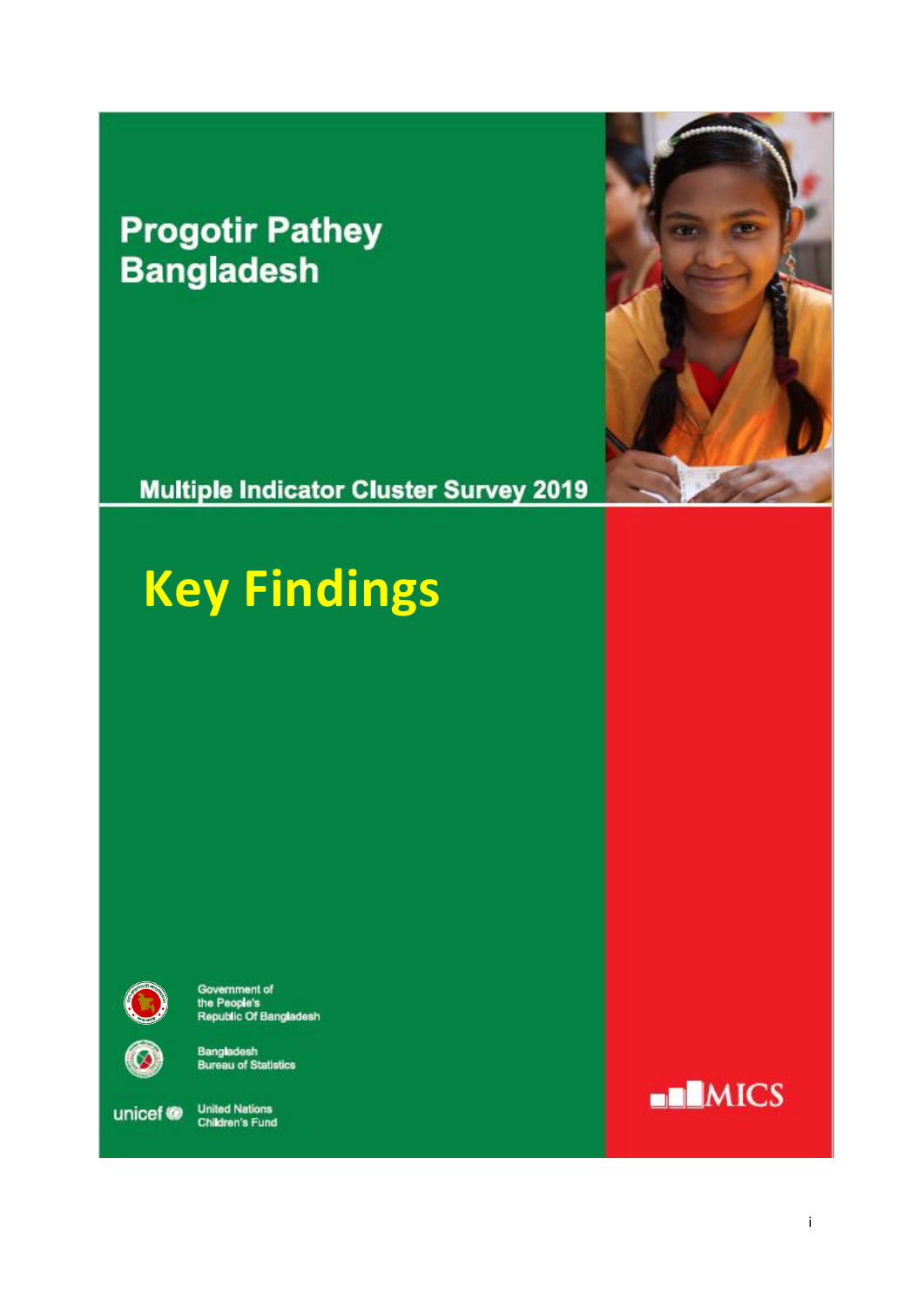# Progotir Pathey Bangladesh

Multiple Indicator Cluster Survey 2019

## Key Findings

Government of the People's Republic Of Bangladesh

Bangladesh Bureau of Statistics

unicef

United Nations Children's Fund

MICS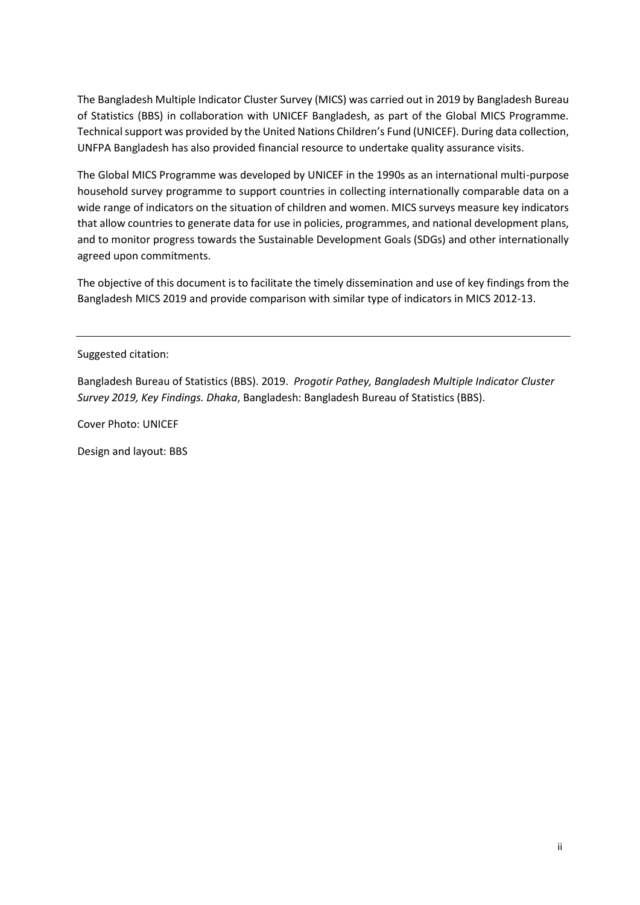The Bangladesh Multiple Indicator Cluster Survey (MICS) was carried out in 2019 by Bangladesh Bureau of Statistics (BBS) in collaboration with UNICEF Bangladesh, as part of the Global MICS Programme. Technical support was provided by the United Nations Children's Fund (UNICEF). During data collection, UNFPA Bangladesh has also provided financial resource to undertake quality assurance visits.

The Global MICS Programme was developed by UNICEF in the 1990s as an international multi-purpose household survey programme to support countries in collecting internationally comparable data on a wide range of indicators on the situation of children and women. MICS surveys measure key indicators that allow countries to generate data for use in policies, programmes, and national development plans, and to monitor progress towards the Sustainable Development Goals (SDGs) and other internationally agreed upon commitments.

The objective of this document is to facilitate the timely dissemination and use of key findings from the Bangladesh MICS 2019 and provide comparison with similar type of indicators in MICS 2012-13.

---

Suggested citation:

Bangladesh Bureau of Statistics (BBS). 2019. *Progotir Pathey, Bangladesh Multiple Indicator Cluster Survey 2019, Key Findings. Dhaka*, Bangladesh: Bangladesh Bureau of Statistics (BBS).

Cover Photo: UNICEF

Design and layout: BBS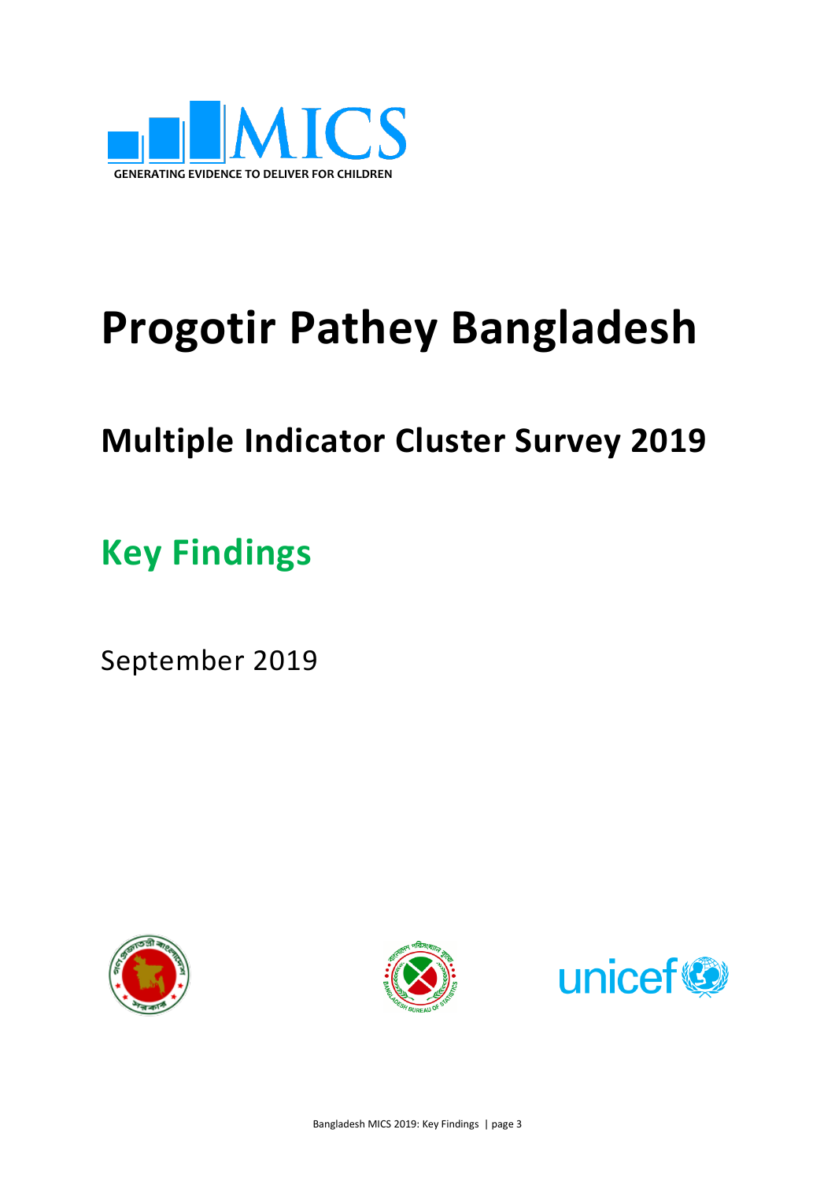MICS

GENERATING EVIDENCE TO DELIVER FOR CHILDREN

# Progotir Pathey Bangladesh

## Multiple Indicator Cluster Survey 2019

## Key Findings

September 2019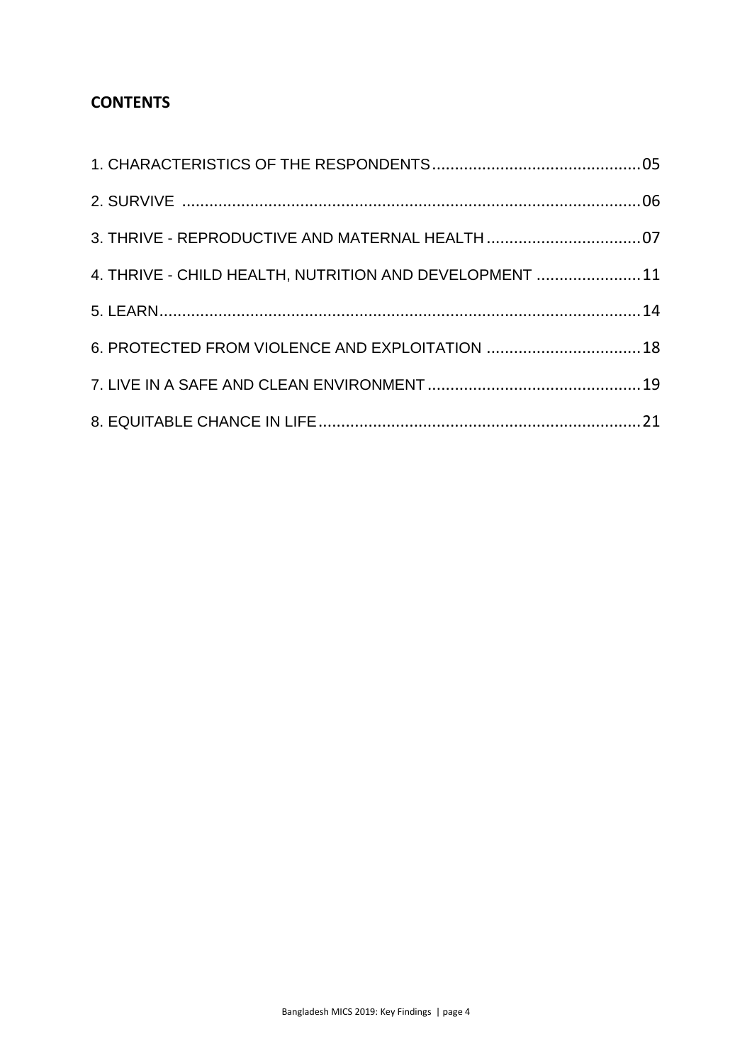## CONTENTS

1. CHARACTERISTICS OF THE RESPONDENTS..............................................05

2. SURVIVE ....................................................................................................06

3. THRIVE - REPRODUCTIVE AND MATERNAL HEALTH ..................................07

4. THRIVE - CHILD HEALTH, NUTRITION AND DEVELOPMENT .......................11

5. LEARN.........................................................................................................14

6. PROTECTED FROM VIOLENCE AND EXPLOITATION ..................................18

7. LIVE IN A SAFE AND CLEAN ENVIRONMENT ...............................................19

8. EQUITABLE CHANCE IN LIFE.......................................................................21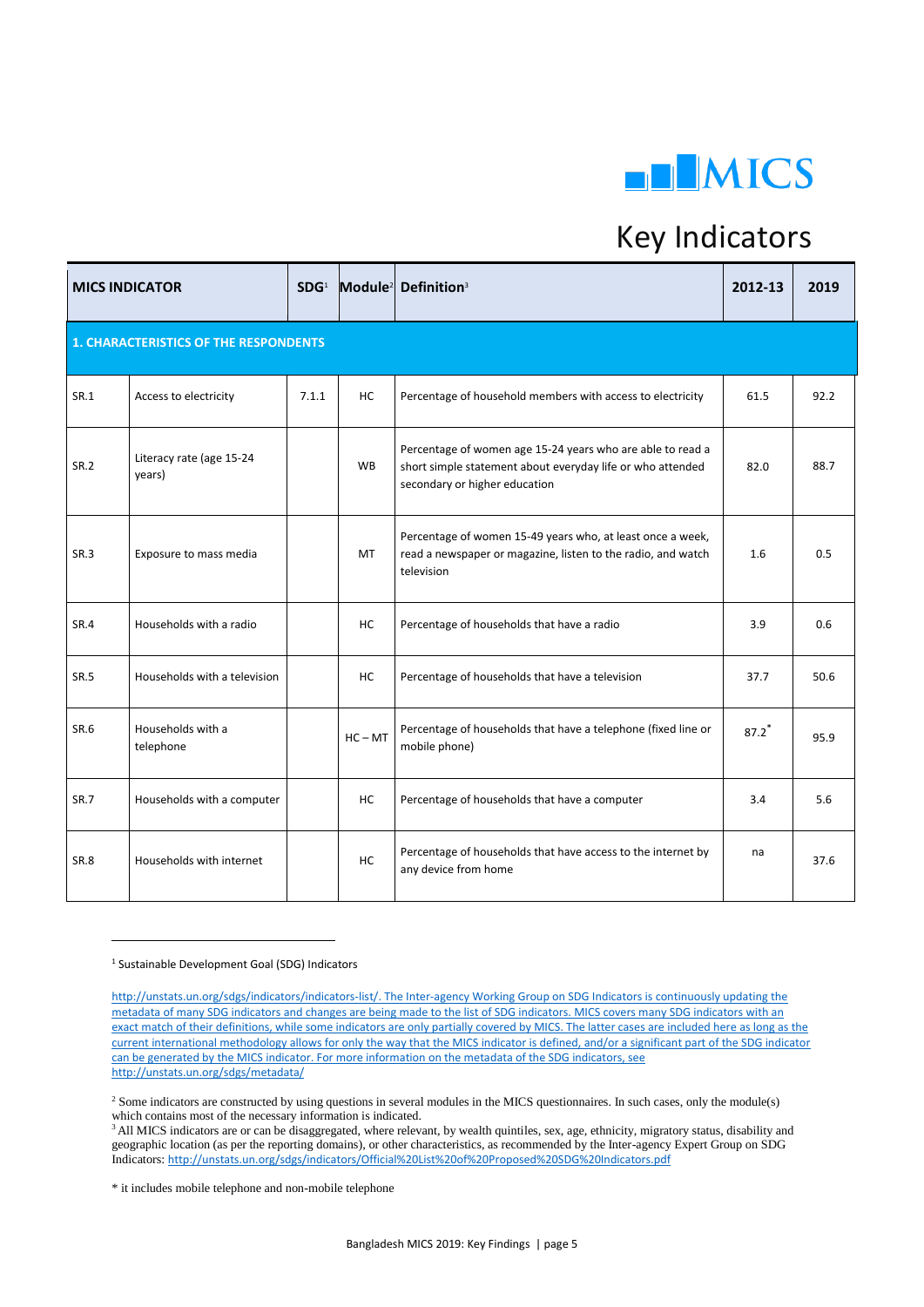# MICS

## Key Indicators

| MICS INDICATOR | | SDG[1] | Module[2] | Definition[3] | 2012-13 | 2019 |
|---|---|---|---|---|---|---|
| **1. CHARACTERISTICS OF THE RESPONDENTS** | | | | | | |
| SR.1 | Access to electricity | 7.1.1 | HC | Percentage of household members with access to electricity | 61.5 | 92.2 |
| SR.2 | Literacy rate (age 15-24 years) | | WB | Percentage of women age 15-24 years who are able to read a short simple statement about everyday life or who attended secondary or higher education | 82.0 | 88.7 |
| SR.3 | Exposure to mass media | | MT | Percentage of women 15-49 years who, at least once a week, read a newspaper or magazine, listen to the radio, and watch television | 1.6 | 0.5 |
| SR.4 | Households with a radio | | HC | Percentage of households that have a radio | 3.9 | 0.6 |
| SR.5 | Households with a television | | HC | Percentage of households that have a television | 37.7 | 50.6 |
| SR.6 | Households with a telephone | | HC – MT | Percentage of households that have a telephone (fixed line or mobile phone) | 87.2* | 95.9 |
| SR.7 | Households with a computer | | HC | Percentage of households that have a computer | 3.4 | 5.6 |
| SR.8 | Households with internet | | HC | Percentage of households that have access to the internet by any device from home | na | 37.6 |

[1] Sustainable Development Goal (SDG) Indicators

http://unstats.un.org/sdgs/indicators/indicators-list/. The Inter-agency Working Group on SDG Indicators is continuously updating the metadata of many SDG indicators and changes are being made to the list of SDG indicators. MICS covers many SDG indicators with an exact match of their definitions, while some indicators are only partially covered by MICS. The latter cases are included here as long as the current international methodology allows for only the way that the MICS indicator is defined, and/or a significant part of the SDG indicator can be generated by the MICS indicator. For more information on the metadata of the SDG indicators, see http://unstats.un.org/sdgs/metadata/

[2] Some indicators are constructed by using questions in several modules in the MICS questionnaires. In such cases, only the module(s) which contains most of the necessary information is indicated.

[3] All MICS indicators are or can be disaggregated, where relevant, by wealth quintiles, sex, age, ethnicity, migratory status, disability and geographic location (as per the reporting domains), or other characteristics, as recommended by the Inter-agency Expert Group on SDG Indicators: http://unstats.un.org/sdgs/indicators/Official%20List%20of%20Proposed%20SDG%20Indicators.pdf

\* it includes mobile telephone and non-mobile telephone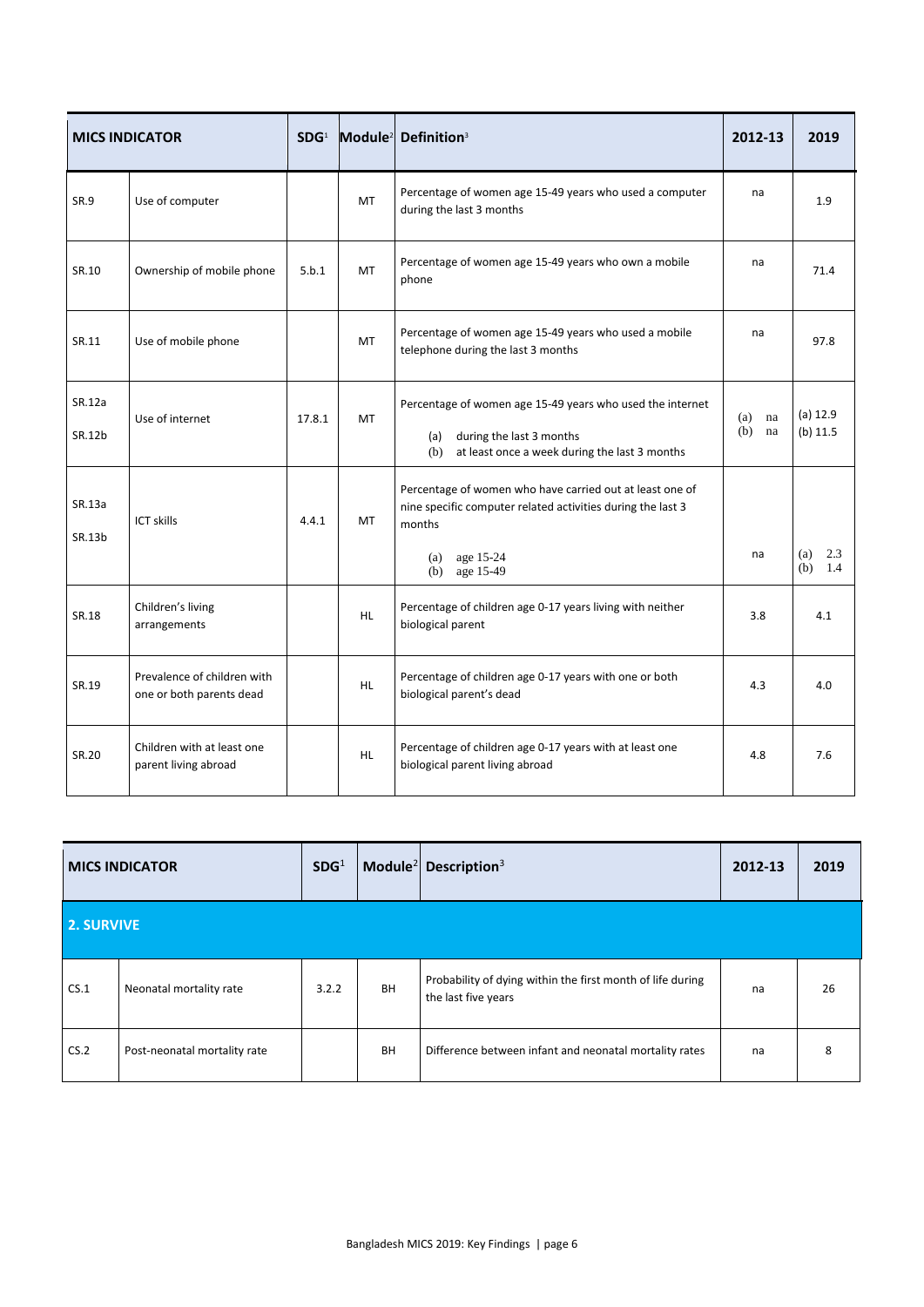| MICS INDICATOR | | SDG[1] | Module[2] | Definition[3] | 2012-13 | 2019 |
|---|---|---|---|---|---|---|
| SR.9 | Use of computer | | MT | Percentage of women age 15-49 years who used a computer during the last 3 months | na | 1.9 |
| SR.10 | Ownership of mobile phone | 5.b.1 | MT | Percentage of women age 15-49 years who own a mobile phone | na | 71.4 |
| SR.11 | Use of mobile phone | | MT | Percentage of women age 15-49 years who used a mobile telephone during the last 3 months | na | 97.8 |
| SR.12a<br>SR.12b | Use of internet | 17.8.1 | MT | Percentage of women age 15-49 years who used the internet<br>(a) during the last 3 months<br>(b) at least once a week during the last 3 months | (a) na<br>(b) na | (a) 12.9<br>(b) 11.5 |
| SR.13a<br>SR.13b | ICT skills | 4.4.1 | MT | Percentage of women who have carried out at least one of nine specific computer related activities during the last 3 months<br>(a) age 15-24<br>(b) age 15-49 | na | (a) 2.3<br>(b) 1.4 |
| SR.18 | Children's living arrangements | | HL | Percentage of children age 0-17 years living with neither biological parent | 3.8 | 4.1 |
| SR.19 | Prevalence of children with one or both parents dead | | HL | Percentage of children age 0-17 years with one or both biological parent's dead | 4.3 | 4.0 |
| SR.20 | Children with at least one parent living abroad | | HL | Percentage of children age 0-17 years with at least one biological parent living abroad | 4.8 | 7.6 |

| MICS INDICATOR | | SDG[1] | Module[2] | Description[3] | 2012-13 | 2019 |
|---|---|---|---|---|---|---|
| **2. SURVIVE** | | | | | | |
| CS.1 | Neonatal mortality rate | 3.2.2 | BH | Probability of dying within the first month of life during the last five years | na | 26 |
| CS.2 | Post-neonatal mortality rate | | BH | Difference between infant and neonatal mortality rates | na | 8 |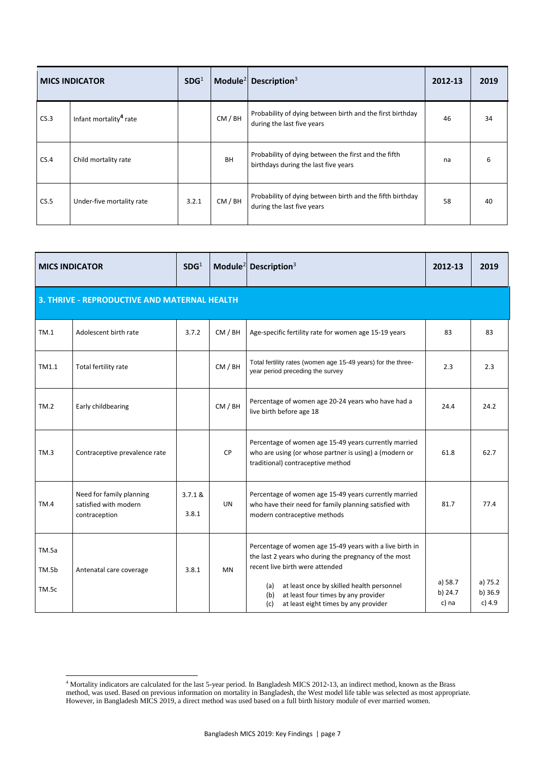| MICS INDICATOR | | SDG[1] | Module[2] | Description[3] | 2012-13 | 2019 |
|---|---|---|---|---|---|---|
| CS.3 | Infant mortality[4] rate | | CM / BH | Probability of dying between birth and the first birthday during the last five years | 46 | 34 |
| CS.4 | Child mortality rate | | BH | Probability of dying between the first and the fifth birthdays during the last five years | na | 6 |
| CS.5 | Under-five mortality rate | 3.2.1 | CM / BH | Probability of dying between birth and the fifth birthday during the last five years | 58 | 40 |

| MICS INDICATOR | | SDG[1] | Module[2] | Description[3] | 2012-13 | 2019 |
|---|---|---|---|---|---|---|
| **3. THRIVE - REPRODUCTIVE AND MATERNAL HEALTH** | | | | | | |
| TM.1 | Adolescent birth rate | 3.7.2 | CM / BH | Age-specific fertility rate for women age 15-19 years | 83 | 83 |
| TM1.1 | Total fertility rate | | CM / BH | Total fertility rates (women age 15-49 years) for the three-year period preceding the survey | 2.3 | 2.3 |
| TM.2 | Early childbearing | | CM / BH | Percentage of women age 20-24 years who have had a live birth before age 18 | 24.4 | 24.2 |
| TM.3 | Contraceptive prevalence rate | | CP | Percentage of women age 15-49 years currently married who are using (or whose partner is using) a (modern or traditional) contraceptive method | 61.8 | 62.7 |
| TM.4 | Need for family planning satisfied with modern contraception | 3.7.1 & 3.8.1 | UN | Percentage of women age 15-49 years currently married who have their need for family planning satisfied with modern contraceptive methods | 81.7 | 77.4 |
| TM.5a<br>TM.5b<br>TM.5c | Antenatal care coverage | 3.8.1 | MN | Percentage of women age 15-49 years with a live birth in the last 2 years who during the pregnancy of the most recent live birth were attended<br>(a) at least once by skilled health personnel<br>(b) at least four times by any provider<br>(c) at least eight times by any provider | a) 58.7<br>b) 24.7<br>c) na | a) 75.2<br>b) 36.9<br>c) 4.9 |

[4] Mortality indicators are calculated for the last 5-year period. In Bangladesh MICS 2012-13, an indirect method, known as the Brass method, was used. Based on previous information on mortality in Bangladesh, the West model life table was selected as most appropriate. However, in Bangladesh MICS 2019, a direct method was used based on a full birth history module of ever married women.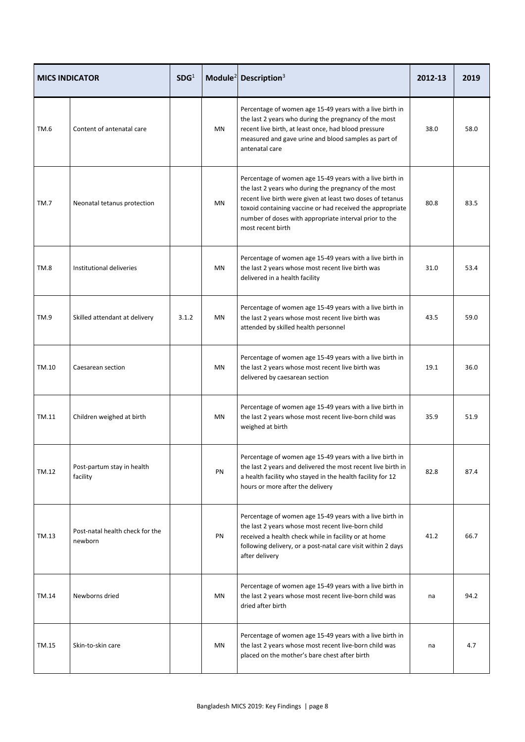| MICS INDICATOR | | SDG[1] | Module[2] | Description[3] | 2012-13 | 2019 |
|---|---|---|---|---|---|---|
| TM.6 | Content of antenatal care | | MN | Percentage of women age 15-49 years with a live birth in the last 2 years who during the pregnancy of the most recent live birth, at least once, had blood pressure measured and gave urine and blood samples as part of antenatal care | 38.0 | 58.0 |
| TM.7 | Neonatal tetanus protection | | MN | Percentage of women age 15-49 years with a live birth in the last 2 years who during the pregnancy of the most recent live birth were given at least two doses of tetanus toxoid containing vaccine or had received the appropriate number of doses with appropriate interval prior to the most recent birth | 80.8 | 83.5 |
| TM.8 | Institutional deliveries | | MN | Percentage of women age 15-49 years with a live birth in the last 2 years whose most recent live birth was delivered in a health facility | 31.0 | 53.4 |
| TM.9 | Skilled attendant at delivery | 3.1.2 | MN | Percentage of women age 15-49 years with a live birth in the last 2 years whose most recent live birth was attended by skilled health personnel | 43.5 | 59.0 |
| TM.10 | Caesarean section | | MN | Percentage of women age 15-49 years with a live birth in the last 2 years whose most recent live birth was delivered by caesarean section | 19.1 | 36.0 |
| TM.11 | Children weighed at birth | | MN | Percentage of women age 15-49 years with a live birth in the last 2 years whose most recent live-born child was weighed at birth | 35.9 | 51.9 |
| TM.12 | Post-partum stay in health facility | | PN | Percentage of women age 15-49 years with a live birth in the last 2 years and delivered the most recent live birth in a health facility who stayed in the health facility for 12 hours or more after the delivery | 82.8 | 87.4 |
| TM.13 | Post-natal health check for the newborn | | PN | Percentage of women age 15-49 years with a live birth in the last 2 years whose most recent live-born child received a health check while in facility or at home following delivery, or a post-natal care visit within 2 days after delivery | 41.2 | 66.7 |
| TM.14 | Newborns dried | | MN | Percentage of women age 15-49 years with a live birth in the last 2 years whose most recent live-born child was dried after birth | na | 94.2 |
| TM.15 | Skin-to-skin care | | MN | Percentage of women age 15-49 years with a live birth in the last 2 years whose most recent live-born child was placed on the mother's bare chest after birth | na | 4.7 |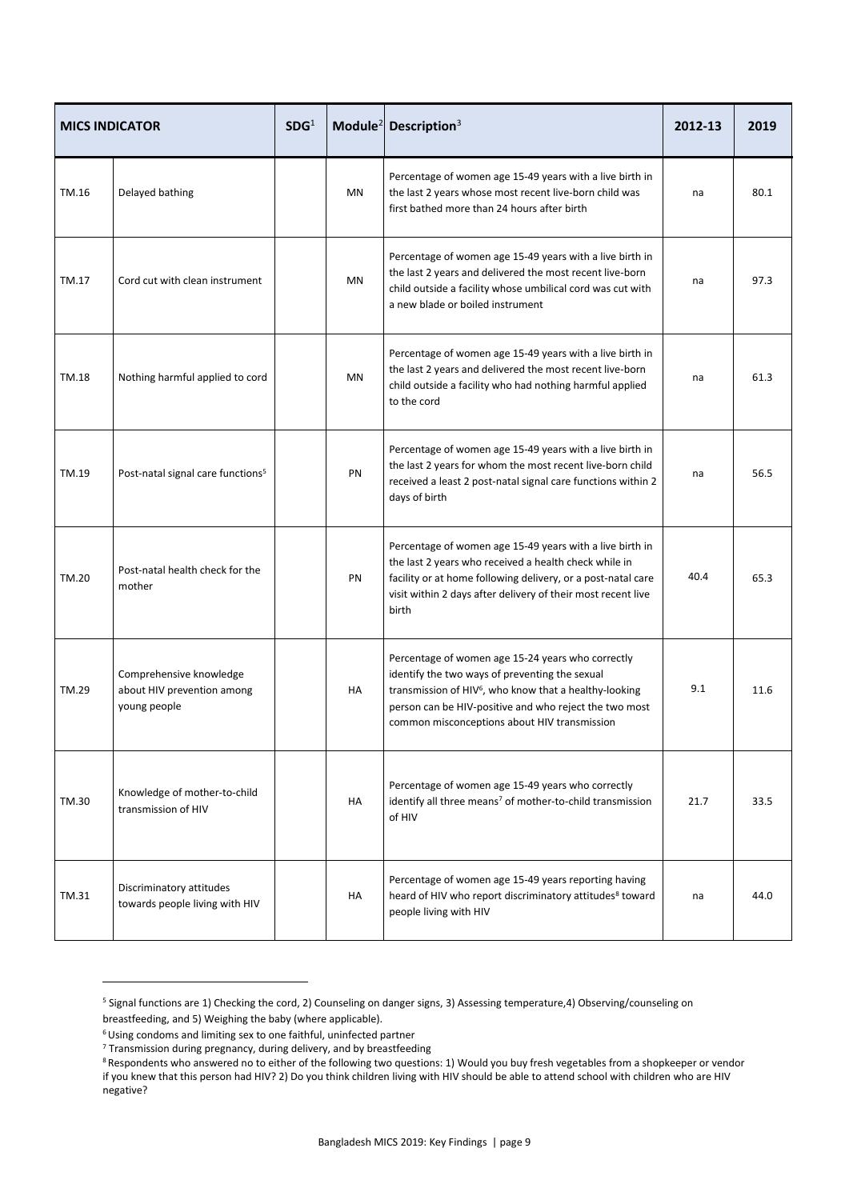| MICS INDICATOR | | SDG[1] | Module[2] | Description[3] | 2012-13 | 2019 |
|---|---|---|---|---|---|---|
| TM.16 | Delayed bathing | | MN | Percentage of women age 15-49 years with a live birth in the last 2 years whose most recent live-born child was first bathed more than 24 hours after birth | na | 80.1 |
| TM.17 | Cord cut with clean instrument | | MN | Percentage of women age 15-49 years with a live birth in the last 2 years and delivered the most recent live-born child outside a facility whose umbilical cord was cut with a new blade or boiled instrument | na | 97.3 |
| TM.18 | Nothing harmful applied to cord | | MN | Percentage of women age 15-49 years with a live birth in the last 2 years and delivered the most recent live-born child outside a facility who had nothing harmful applied to the cord | na | 61.3 |
| TM.19 | Post-natal signal care functions[5] | | PN | Percentage of women age 15-49 years with a live birth in the last 2 years for whom the most recent live-born child received a least 2 post-natal signal care functions within 2 days of birth | na | 56.5 |
| TM.20 | Post-natal health check for the mother | | PN | Percentage of women age 15-49 years with a live birth in the last 2 years who received a health check while in facility or at home following delivery, or a post-natal care visit within 2 days after delivery of their most recent live birth | 40.4 | 65.3 |
| TM.29 | Comprehensive knowledge about HIV prevention among young people | | HA | Percentage of women age 15-24 years who correctly identify the two ways of preventing the sexual transmission of HIV[6], who know that a healthy-looking person can be HIV-positive and who reject the two most common misconceptions about HIV transmission | 9.1 | 11.6 |
| TM.30 | Knowledge of mother-to-child transmission of HIV | | HA | Percentage of women age 15-49 years who correctly identify all three means[7] of mother-to-child transmission of HIV | 21.7 | 33.5 |
| TM.31 | Discriminatory attitudes towards people living with HIV | | HA | Percentage of women age 15-49 years reporting having heard of HIV who report discriminatory attitudes[8] toward people living with HIV | na | 44.0 |

[5] Signal functions are 1) Checking the cord, 2) Counseling on danger signs, 3) Assessing temperature,4) Observing/counseling on breastfeeding, and 5) Weighing the baby (where applicable).

[6] Using condoms and limiting sex to one faithful, uninfected partner

[7] Transmission during pregnancy, during delivery, and by breastfeeding

[8] Respondents who answered no to either of the following two questions: 1) Would you buy fresh vegetables from a shopkeeper or vendor if you knew that this person had HIV? 2) Do you think children living with HIV should be able to attend school with children who are HIV negative?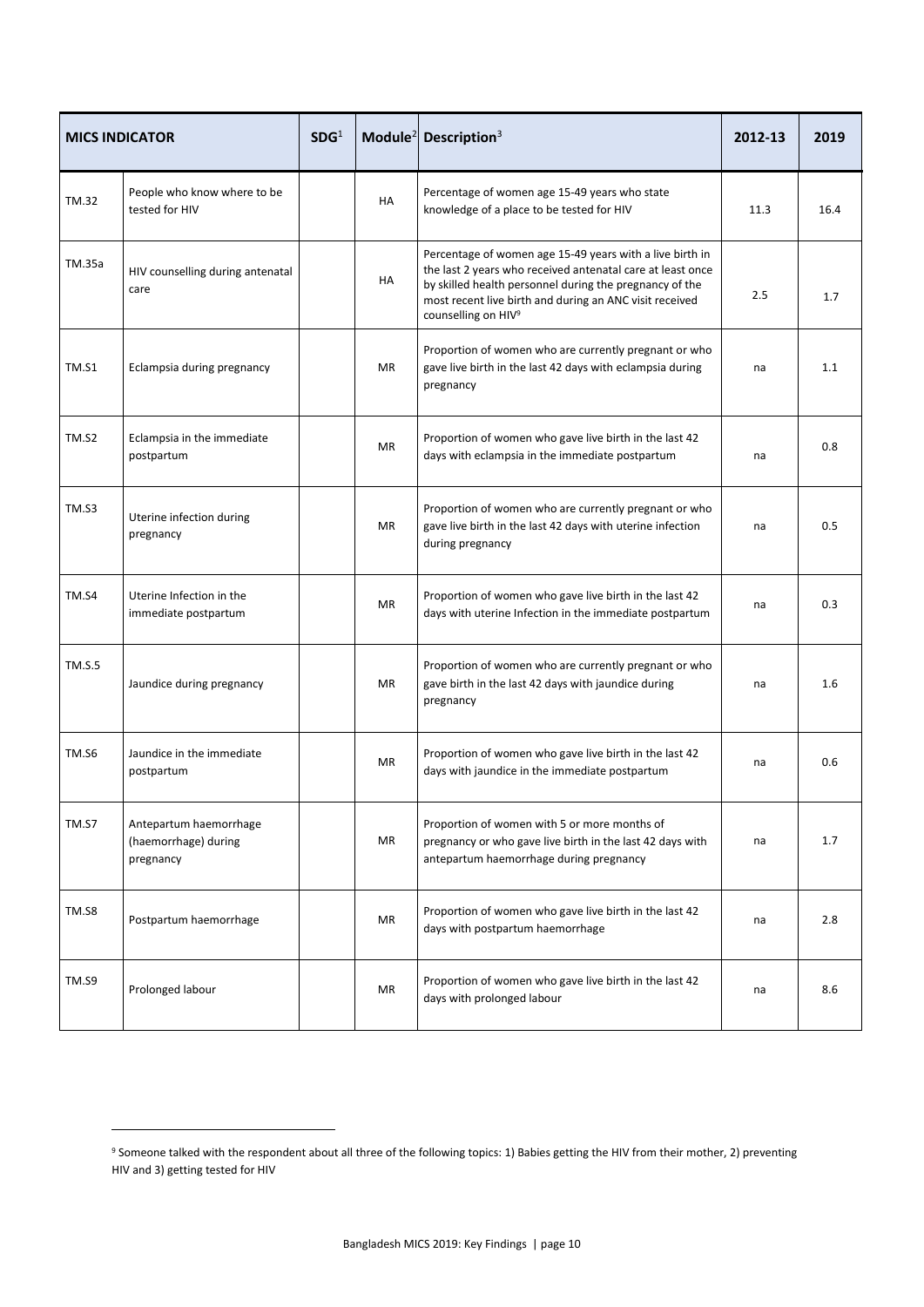| MICS INDICATOR | | SDG[1] | Module[2] | Description[3] | 2012-13 | 2019 |
|---|---|---|---|---|---|---|
| TM.32 | People who know where to be tested for HIV | | HA | Percentage of women age 15-49 years who state knowledge of a place to be tested for HIV | 11.3 | 16.4 |
| TM.35a | HIV counselling during antenatal care | | HA | Percentage of women age 15-49 years with a live birth in the last 2 years who received antenatal care at least once by skilled health personnel during the pregnancy of the most recent live birth and during an ANC visit received counselling on HIV[9] | 2.5 | 1.7 |
| TM.S1 | Eclampsia during pregnancy | | MR | Proportion of women who are currently pregnant or who gave live birth in the last 42 days with eclampsia during pregnancy | na | 1.1 |
| TM.S2 | Eclampsia in the immediate postpartum | | MR | Proportion of women who gave live birth in the last 42 days with eclampsia in the immediate postpartum | na | 0.8 |
| TM.S3 | Uterine infection during pregnancy | | MR | Proportion of women who are currently pregnant or who gave live birth in the last 42 days with uterine infection during pregnancy | na | 0.5 |
| TM.S4 | Uterine Infection in the immediate postpartum | | MR | Proportion of women who gave live birth in the last 42 days with uterine Infection in the immediate postpartum | na | 0.3 |
| TM.S.5 | Jaundice during pregnancy | | MR | Proportion of women who are currently pregnant or who gave birth in the last 42 days with jaundice during pregnancy | na | 1.6 |
| TM.S6 | Jaundice in the immediate postpartum | | MR | Proportion of women who gave live birth in the last 42 days with jaundice in the immediate postpartum | na | 0.6 |
| TM.S7 | Antepartum haemorrhage (haemorrhage) during pregnancy | | MR | Proportion of women with 5 or more months of pregnancy or who gave live birth in the last 42 days with antepartum haemorrhage during pregnancy | na | 1.7 |
| TM.S8 | Postpartum haemorrhage | | MR | Proportion of women who gave live birth in the last 42 days with postpartum haemorrhage | na | 2.8 |
| TM.S9 | Prolonged labour | | MR | Proportion of women who gave live birth in the last 42 days with prolonged labour | na | 8.6 |

[9] Someone talked with the respondent about all three of the following topics: 1) Babies getting the HIV from their mother, 2) preventing HIV and 3) getting tested for HIV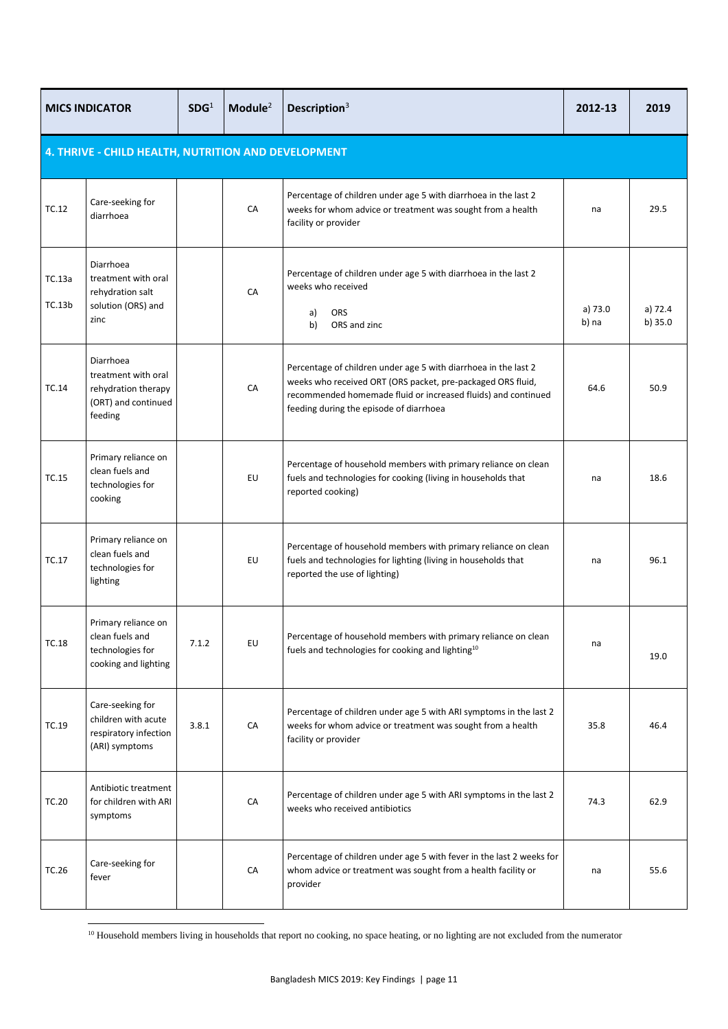| MICS INDICATOR | | SDG[1] | Module[2] | Description[3] | 2012-13 | 2019 |
|---|---|---|---|---|---|---|
| **4. THRIVE - CHILD HEALTH, NUTRITION AND DEVELOPMENT** | | | | | | |
| TC.12 | Care-seeking for diarrhoea | | CA | Percentage of children under age 5 with diarrhoea in the last 2 weeks for whom advice or treatment was sought from a health facility or provider | na | 29.5 |
| TC.13a TC.13b | Diarrhoea treatment with oral rehydration salt solution (ORS) and zinc | | CA | Percentage of children under age 5 with diarrhoea in the last 2 weeks who received a) ORS b) ORS and zinc | a) 73.0 b) na | a) 72.4 b) 35.0 |
| TC.14 | Diarrhoea treatment with oral rehydration therapy (ORT) and continued feeding | | CA | Percentage of children under age 5 with diarrhoea in the last 2 weeks who received ORT (ORS packet, pre-packaged ORS fluid, recommended homemade fluid or increased fluids) and continued feeding during the episode of diarrhoea | 64.6 | 50.9 |
| TC.15 | Primary reliance on clean fuels and technologies for cooking | | EU | Percentage of household members with primary reliance on clean fuels and technologies for cooking (living in households that reported cooking) | na | 18.6 |
| TC.17 | Primary reliance on clean fuels and technologies for lighting | | EU | Percentage of household members with primary reliance on clean fuels and technologies for lighting (living in households that reported the use of lighting) | na | 96.1 |
| TC.18 | Primary reliance on clean fuels and technologies for cooking and lighting | 7.1.2 | EU | Percentage of household members with primary reliance on clean fuels and technologies for cooking and lighting[10] | na | 19.0 |
| TC.19 | Care-seeking for children with acute respiratory infection (ARI) symptoms | 3.8.1 | CA | Percentage of children under age 5 with ARI symptoms in the last 2 weeks for whom advice or treatment was sought from a health facility or provider | 35.8 | 46.4 |
| TC.20 | Antibiotic treatment for children with ARI symptoms | | CA | Percentage of children under age 5 with ARI symptoms in the last 2 weeks who received antibiotics | 74.3 | 62.9 |
| TC.26 | Care-seeking for fever | | CA | Percentage of children under age 5 with fever in the last 2 weeks for whom advice or treatment was sought from a health facility or provider | na | 55.6 |

[10] Household members living in households that report no cooking, no space heating, or no lighting are not excluded from the numerator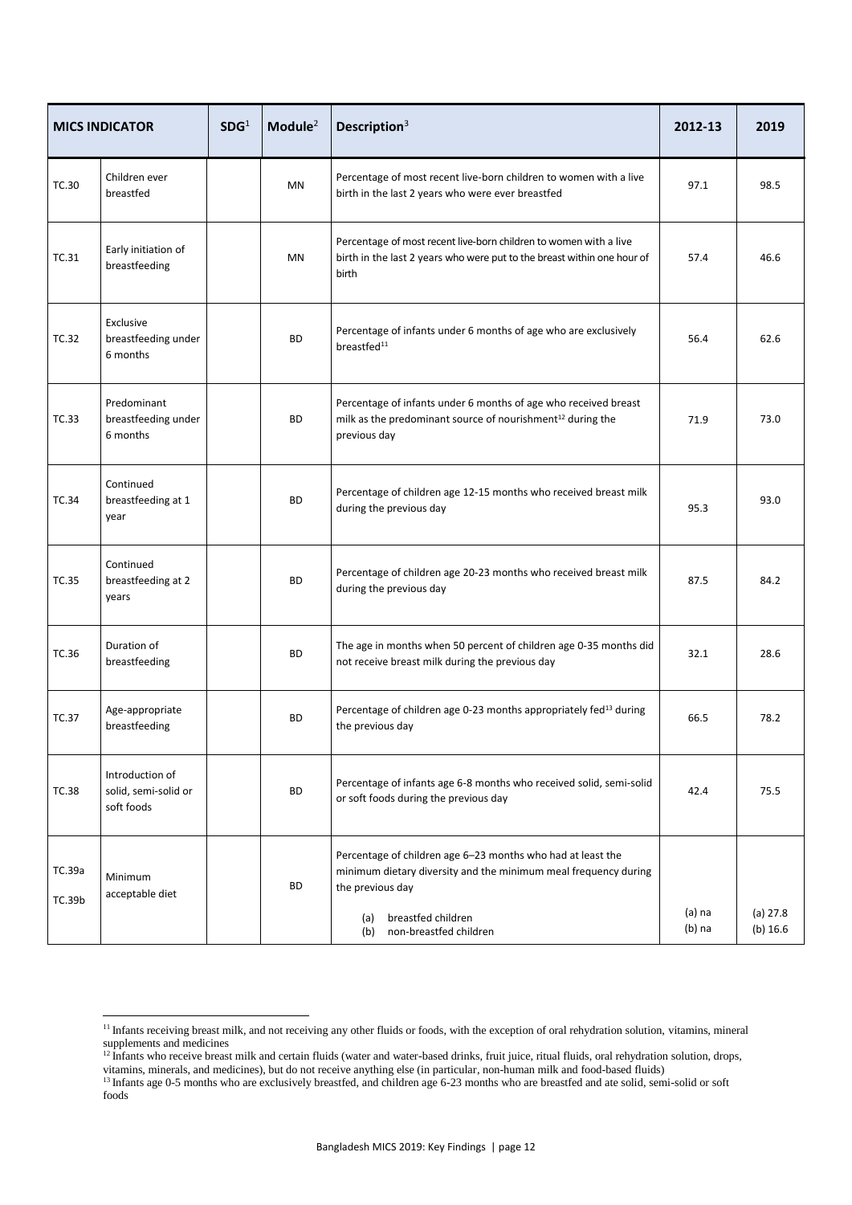| MICS INDICATOR | | SDG[1] | Module[2] | Description[3] | 2012-13 | 2019 |
|---|---|---|---|---|---|---|
| TC.30 | Children ever breastfed | | MN | Percentage of most recent live-born children to women with a live birth in the last 2 years who were ever breastfed | 97.1 | 98.5 |
| TC.31 | Early initiation of breastfeeding | | MN | Percentage of most recent live-born children to women with a live birth in the last 2 years who were put to the breast within one hour of birth | 57.4 | 46.6 |
| TC.32 | Exclusive breastfeeding under 6 months | | BD | Percentage of infants under 6 months of age who are exclusively breastfed[11] | 56.4 | 62.6 |
| TC.33 | Predominant breastfeeding under 6 months | | BD | Percentage of infants under 6 months of age who received breast milk as the predominant source of nourishment[12] during the previous day | 71.9 | 73.0 |
| TC.34 | Continued breastfeeding at 1 year | | BD | Percentage of children age 12-15 months who received breast milk during the previous day | 95.3 | 93.0 |
| TC.35 | Continued breastfeeding at 2 years | | BD | Percentage of children age 20-23 months who received breast milk during the previous day | 87.5 | 84.2 |
| TC.36 | Duration of breastfeeding | | BD | The age in months when 50 percent of children age 0-35 months did not receive breast milk during the previous day | 32.1 | 28.6 |
| TC.37 | Age-appropriate breastfeeding | | BD | Percentage of children age 0-23 months appropriately fed[13] during the previous day | 66.5 | 78.2 |
| TC.38 | Introduction of solid, semi-solid or soft foods | | BD | Percentage of infants age 6-8 months who received solid, semi-solid or soft foods during the previous day | 42.4 | 75.5 |
| TC.39a<br>TC.39b | Minimum acceptable diet | | BD | Percentage of children age 6–23 months who had at least the minimum dietary diversity and the minimum meal frequency during the previous day<br>(a) breastfed children<br>(b) non-breastfed children | (a) na<br>(b) na | (a) 27.8<br>(b) 16.6 |

[11] Infants receiving breast milk, and not receiving any other fluids or foods, with the exception of oral rehydration solution, vitamins, mineral supplements and medicines

[12] Infants who receive breast milk and certain fluids (water and water-based drinks, fruit juice, ritual fluids, oral rehydration solution, drops, vitamins, minerals, and medicines), but do not receive anything else (in particular, non-human milk and food-based fluids)

[13] Infants age 0-5 months who are exclusively breastfed, and children age 6-23 months who are breastfed and ate solid, semi-solid or soft foods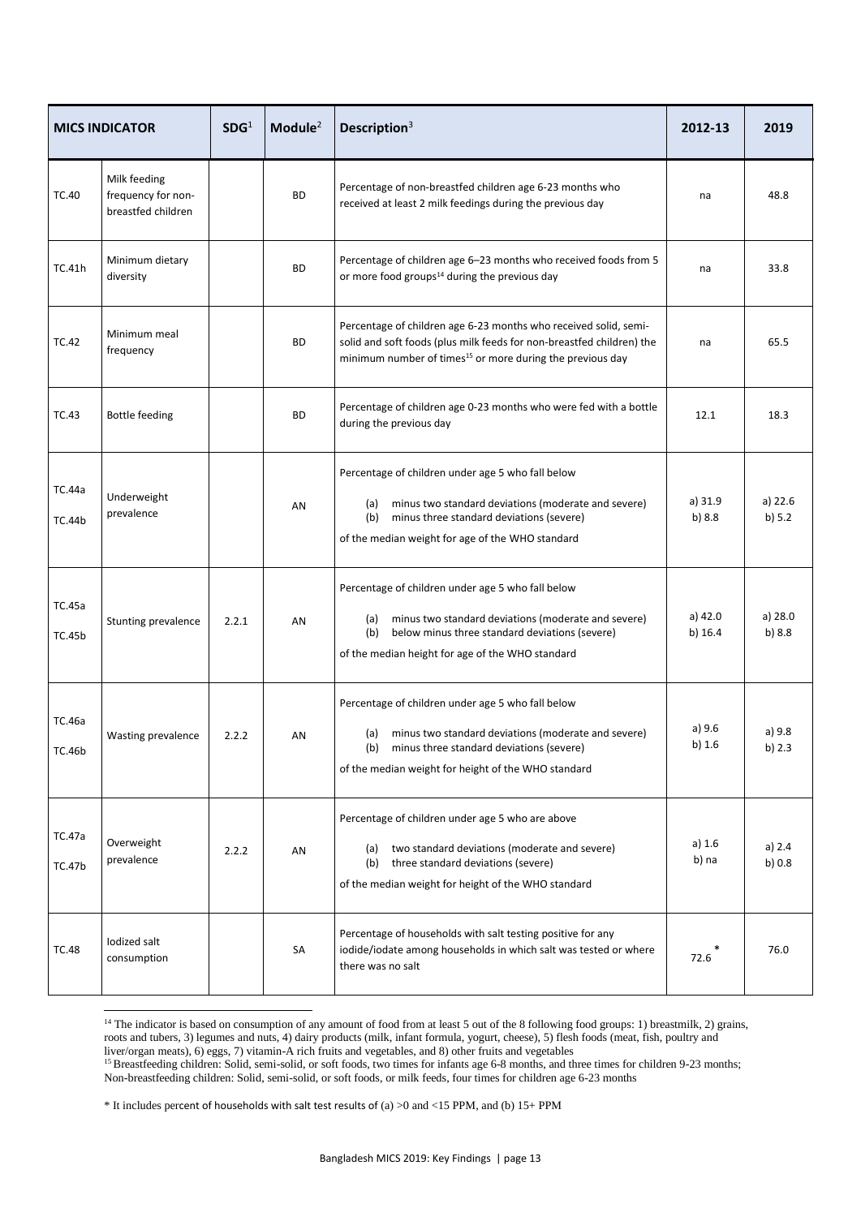| MICS INDICATOR | | SDG[1] | Module[2] | Description[3] | 2012-13 | 2019 |
|---|---|---|---|---|---|---|
| TC.40 | Milk feeding frequency for non-breastfed children | | BD | Percentage of non-breastfed children age 6-23 months who received at least 2 milk feedings during the previous day | na | 48.8 |
| TC.41h | Minimum dietary diversity | | BD | Percentage of children age 6–23 months who received foods from 5 or more food groups[14] during the previous day | na | 33.8 |
| TC.42 | Minimum meal frequency | | BD | Percentage of children age 6-23 months who received solid, semi-solid and soft foods (plus milk feeds for non-breastfed children) the minimum number of times[15] or more during the previous day | na | 65.5 |
| TC.43 | Bottle feeding | | BD | Percentage of children age 0-23 months who were fed with a bottle during the previous day | 12.1 | 18.3 |
| TC.44a TC.44b | Underweight prevalence | | AN | Percentage of children under age 5 who fall below (a) minus two standard deviations (moderate and severe) (b) minus three standard deviations (severe) of the median weight for age of the WHO standard | a) 31.9 b) 8.8 | a) 22.6 b) 5.2 |
| TC.45a TC.45b | Stunting prevalence | 2.2.1 | AN | Percentage of children under age 5 who fall below (a) minus two standard deviations (moderate and severe) (b) below minus three standard deviations (severe) of the median height for age of the WHO standard | a) 42.0 b) 16.4 | a) 28.0 b) 8.8 |
| TC.46a TC.46b | Wasting prevalence | 2.2.2 | AN | Percentage of children under age 5 who fall below (a) minus two standard deviations (moderate and severe) (b) minus three standard deviations (severe) of the median weight for height of the WHO standard | a) 9.6 b) 1.6 | a) 9.8 b) 2.3 |
| TC.47a TC.47b | Overweight prevalence | 2.2.2 | AN | Percentage of children under age 5 who are above (a) two standard deviations (moderate and severe) (b) three standard deviations (severe) of the median weight for height of the WHO standard | a) 1.6 b) na | a) 2.4 b) 0.8 |
| TC.48 | Iodized salt consumption | | SA | Percentage of households with salt testing positive for any iodide/iodate among households in which salt was tested or where there was no salt | 72.6 * | 76.0 |

[14] The indicator is based on consumption of any amount of food from at least 5 out of the 8 following food groups: 1) breastmilk, 2) grains, roots and tubers, 3) legumes and nuts, 4) dairy products (milk, infant formula, yogurt, cheese), 5) flesh foods (meat, fish, poultry and liver/organ meats), 6) eggs, 7) vitamin-A rich fruits and vegetables, and 8) other fruits and vegetables

[15] Breastfeeding children: Solid, semi-solid, or soft foods, two times for infants age 6-8 months, and three times for children 9-23 months; Non-breastfeeding children: Solid, semi-solid, or soft foods, or milk feeds, four times for children age 6-23 months

* It includes percent of households with salt test results of (a) >0 and <15 PPM, and (b) 15+ PPM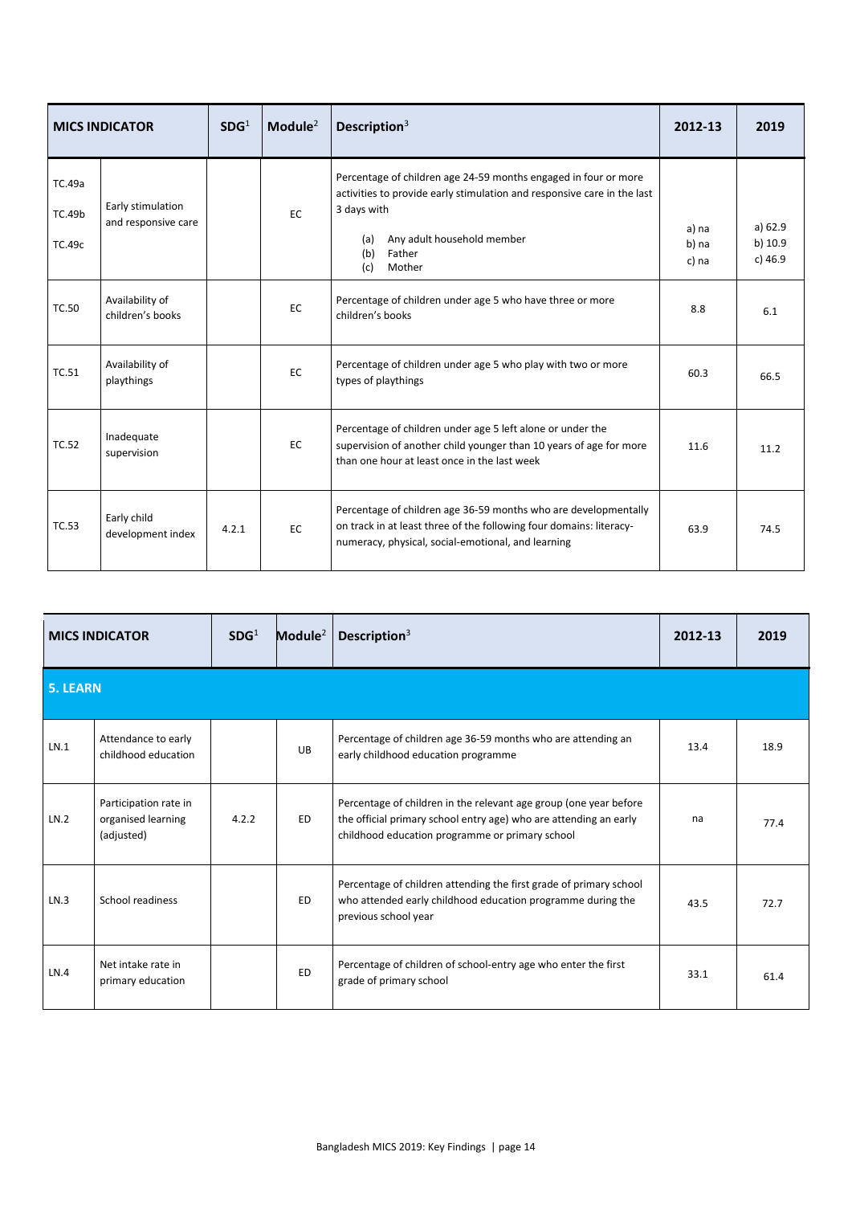| MICS INDICATOR | | SDG[1] | Module[2] | Description[3] | 2012-13 | 2019 |
|---|---|---|---|---|---|---|
| TC.49a<br>TC.49b<br>TC.49c | Early stimulation and responsive care | | EC | Percentage of children age 24-59 months engaged in four or more activities to provide early stimulation and responsive care in the last 3 days with<br>(a) Any adult household member<br>(b) Father<br>(c) Mother | a) na<br>b) na<br>c) na | a) 62.9<br>b) 10.9<br>c) 46.9 |
| TC.50 | Availability of children's books | | EC | Percentage of children under age 5 who have three or more children's books | 8.8 | 6.1 |
| TC.51 | Availability of playthings | | EC | Percentage of children under age 5 who play with two or more types of playthings | 60.3 | 66.5 |
| TC.52 | Inadequate supervision | | EC | Percentage of children under age 5 left alone or under the supervision of another child younger than 10 years of age for more than one hour at least once in the last week | 11.6 | 11.2 |
| TC.53 | Early child development index | 4.2.1 | EC | Percentage of children age 36-59 months who are developmentally on track in at least three of the following four domains: literacy-numeracy, physical, social-emotional, and learning | 63.9 | 74.5 |

| MICS INDICATOR | | SDG[1] | Module[2] | Description[3] | 2012-13 | 2019 |
|---|---|---|---|---|---|---|
| **5. LEARN** | | | | | | |
| LN.1 | Attendance to early childhood education | | UB | Percentage of children age 36-59 months who are attending an early childhood education programme | 13.4 | 18.9 |
| LN.2 | Participation rate in organised learning (adjusted) | 4.2.2 | ED | Percentage of children in the relevant age group (one year before the official primary school entry age) who are attending an early childhood education programme or primary school | na | 77.4 |
| LN.3 | School readiness | | ED | Percentage of children attending the first grade of primary school who attended early childhood education programme during the previous school year | 43.5 | 72.7 |
| LN.4 | Net intake rate in primary education | | ED | Percentage of children of school-entry age who enter the first grade of primary school | 33.1 | 61.4 |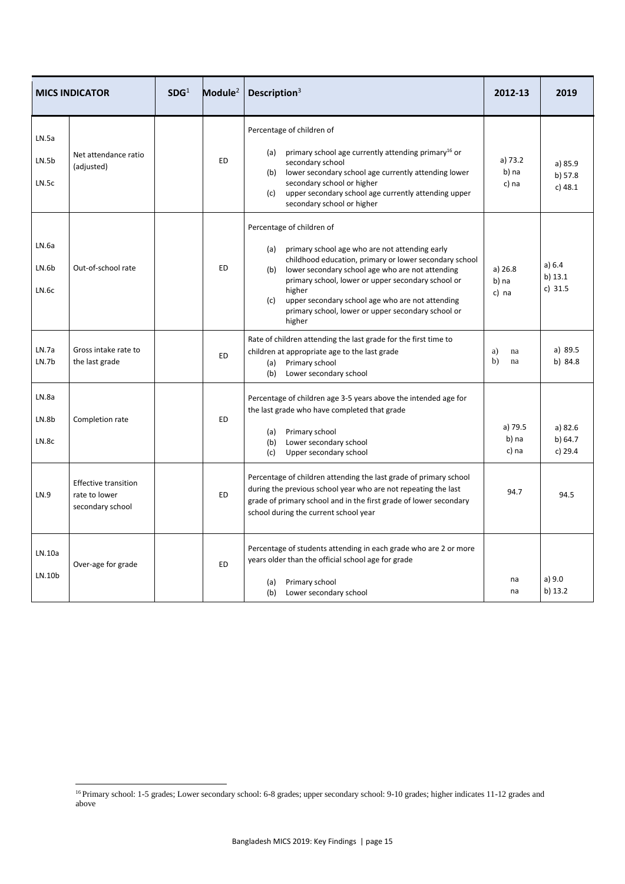| MICS INDICATOR | | SDG[1] | Module[2] | Description[3] | 2012-13 | 2019 |
|---|---|---|---|---|---|---|
| LN.5a<br>LN.5b<br>LN.5c | Net attendance ratio (adjusted) | | ED | Percentage of children of<br>(a) primary school age currently attending primary[16] or secondary school<br>(b) lower secondary school age currently attending lower secondary school or higher<br>(c) upper secondary school age currently attending upper secondary school or higher | a) 73.2<br>b) na<br>c) na | a) 85.9<br>b) 57.8<br>c) 48.1 |
| LN.6a<br>LN.6b<br>LN.6c | Out-of-school rate | | ED | Percentage of children of<br>(a) primary school age who are not attending early childhood education, primary or lower secondary school<br>(b) lower secondary school age who are not attending primary school, lower or upper secondary school or higher<br>(c) upper secondary school age who are not attending primary school, lower or upper secondary school or higher | a) 26.8<br>b) na<br>c) na | a) 6.4<br>b) 13.1<br>c) 31.5 |
| LN.7a<br>LN.7b | Gross intake rate to the last grade | | ED | Rate of children attending the last grade for the first time to children at appropriate age to the last grade<br>(a) Primary school<br>(b) Lower secondary school | a) na<br>b) na | a) 89.5<br>b) 84.8 |
| LN.8a<br>LN.8b<br>LN.8c | Completion rate | | ED | Percentage of children age 3-5 years above the intended age for the last grade who have completed that grade<br>(a) Primary school<br>(b) Lower secondary school<br>(c) Upper secondary school | a) 79.5<br>b) na<br>c) na | a) 82.6<br>b) 64.7<br>c) 29.4 |
| LN.9 | Effective transition rate to lower secondary school | | ED | Percentage of children attending the last grade of primary school during the previous school year who are not repeating the last grade of primary school and in the first grade of lower secondary school during the current school year | 94.7 | 94.5 |
| LN.10a<br>LN.10b | Over-age for grade | | ED | Percentage of students attending in each grade who are 2 or more years older than the official school age for grade<br>(a) Primary school<br>(b) Lower secondary school | na<br>na | a) 9.0<br>b) 13.2 |

[16] Primary school: 1-5 grades; Lower secondary school: 6-8 grades; upper secondary school: 9-10 grades; higher indicates 11-12 grades and above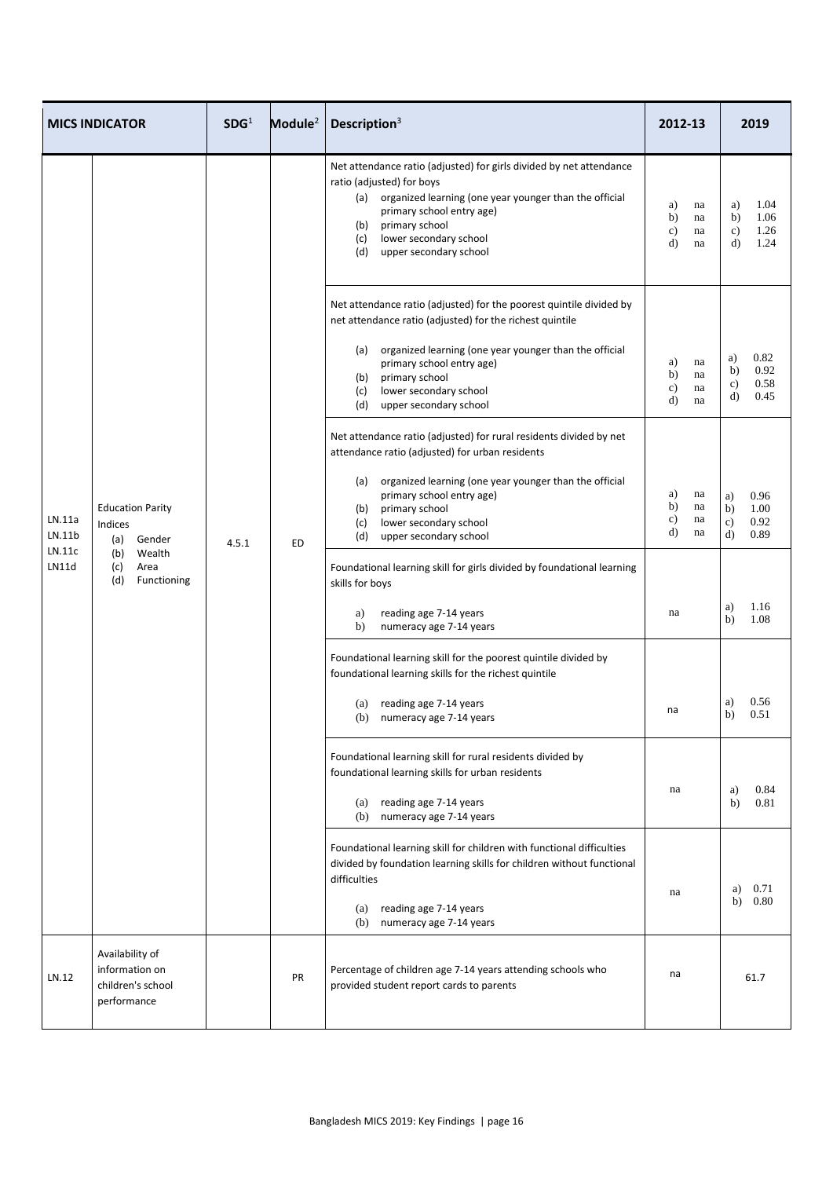| MICS INDICATOR | | SDG[1] | Module[2] | Description[3] | 2012-13 | 2019 |
|---|---|---|---|---|---|---|
| LN.11a LN.11b LN.11c LN11d | Education Parity Indices (a) Gender (b) Wealth (c) Area (d) Functioning | 4.5.1 | ED | Net attendance ratio (adjusted) for girls divided by net attendance ratio (adjusted) for boys (a) organized learning (one year younger than the official primary school entry age) (b) primary school (c) lower secondary school (d) upper secondary school | a) na b) na c) na d) na | a) 1.04 b) 1.06 c) 1.26 d) 1.24 |
| | | | | Net attendance ratio (adjusted) for the poorest quintile divided by net attendance ratio (adjusted) for the richest quintile (a) organized learning (one year younger than the official primary school entry age) (b) primary school (c) lower secondary school (d) upper secondary school | a) na b) na c) na d) na | a) 0.82 b) 0.92 c) 0.58 d) 0.45 |
| | | | | Net attendance ratio (adjusted) for rural residents divided by net attendance ratio (adjusted) for urban residents (a) organized learning (one year younger than the official primary school entry age) (b) primary school (c) lower secondary school (d) upper secondary school | a) na b) na c) na d) na | a) 0.96 b) 1.00 c) 0.92 d) 0.89 |
| | | | | Foundational learning skill for girls divided by foundational learning skills for boys a) reading age 7-14 years b) numeracy age 7-14 years | na | a) 1.16 b) 1.08 |
| | | | | Foundational learning skill for the poorest quintile divided by foundational learning skills for the richest quintile (a) reading age 7-14 years (b) numeracy age 7-14 years | na | a) 0.56 b) 0.51 |
| | | | | Foundational learning skill for rural residents divided by foundational learning skills for urban residents (a) reading age 7-14 years (b) numeracy age 7-14 years | na | a) 0.84 b) 0.81 |
| | | | | Foundational learning skill for children with functional difficulties divided by foundation learning skills for children without functional difficulties (a) reading age 7-14 years (b) numeracy age 7-14 years | na | a) 0.71 b) 0.80 |
| LN.12 | Availability of information on children's school performance | | PR | Percentage of children age 7-14 years attending schools who provided student report cards to parents | na | 61.7 |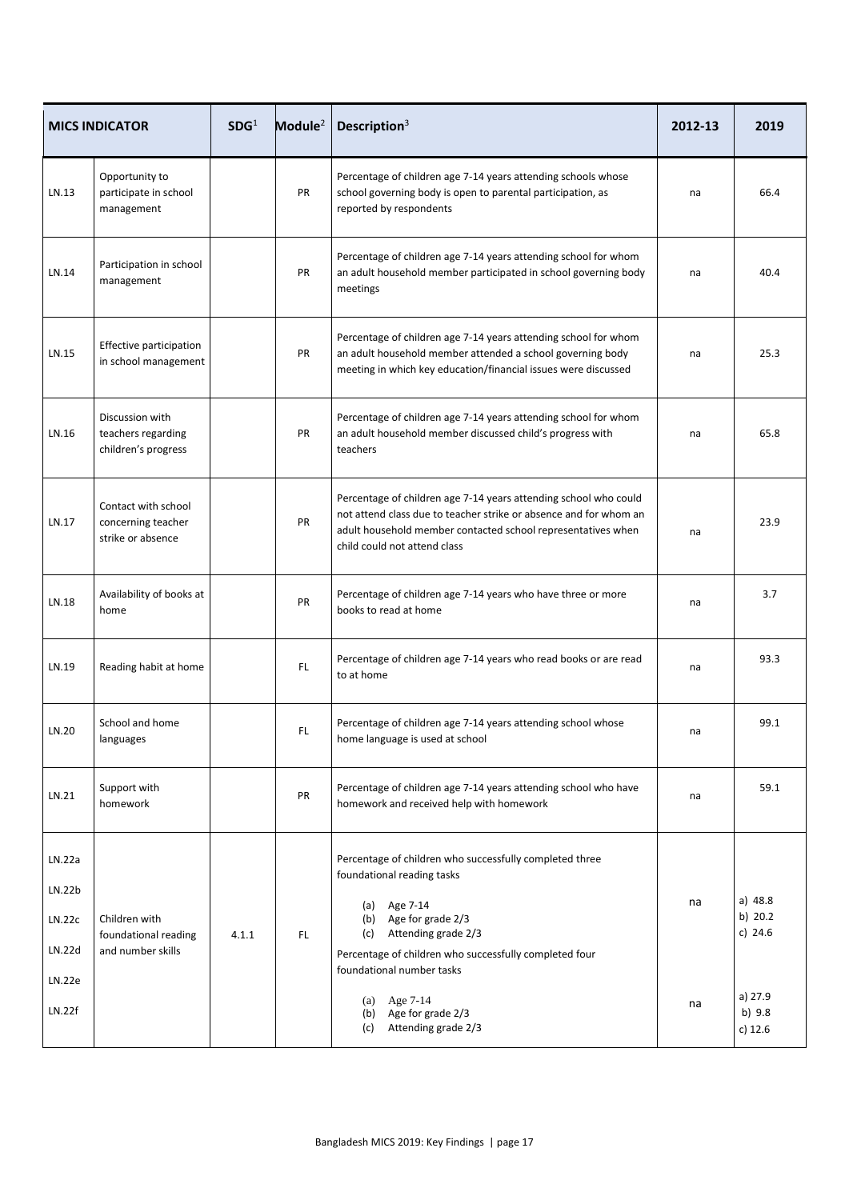| MICS INDICATOR | | SDG[1] | Module[2] | Description[3] | 2012-13 | 2019 |
|---|---|---|---|---|---|---|
| LN.13 | Opportunity to participate in school management | | PR | Percentage of children age 7-14 years attending schools whose school governing body is open to parental participation, as reported by respondents | na | 66.4 |
| LN.14 | Participation in school management | | PR | Percentage of children age 7-14 years attending school for whom an adult household member participated in school governing body meetings | na | 40.4 |
| LN.15 | Effective participation in school management | | PR | Percentage of children age 7-14 years attending school for whom an adult household member attended a school governing body meeting in which key education/financial issues were discussed | na | 25.3 |
| LN.16 | Discussion with teachers regarding children's progress | | PR | Percentage of children age 7-14 years attending school for whom an adult household member discussed child's progress with teachers | na | 65.8 |
| LN.17 | Contact with school concerning teacher strike or absence | | PR | Percentage of children age 7-14 years attending school who could not attend class due to teacher strike or absence and for whom an adult household member contacted school representatives when child could not attend class | na | 23.9 |
| LN.18 | Availability of books at home | | PR | Percentage of children age 7-14 years who have three or more books to read at home | na | 3.7 |
| LN.19 | Reading habit at home | | FL | Percentage of children age 7-14 years who read books or are read to at home | na | 93.3 |
| LN.20 | School and home languages | | FL | Percentage of children age 7-14 years attending school whose home language is used at school | na | 99.1 |
| LN.21 | Support with homework | | PR | Percentage of children age 7-14 years attending school who have homework and received help with homework | na | 59.1 |
| LN.22a<br>LN.22b<br>LN.22c | Children with foundational reading and number skills | 4.1.1 | FL | Percentage of children who successfully completed three foundational reading tasks<br>(a) Age 7-14<br>(b) Age for grade 2/3<br>(c) Attending grade 2/3 | na | a) 48.8<br>b) 20.2<br>c) 24.6 |
| LN.22d<br>LN.22e<br>LN.22f | | | | Percentage of children who successfully completed four foundational number tasks<br>(a) Age 7-14<br>(b) Age for grade 2/3<br>(c) Attending grade 2/3 | na | a) 27.9<br>b) 9.8<br>c) 12.6 |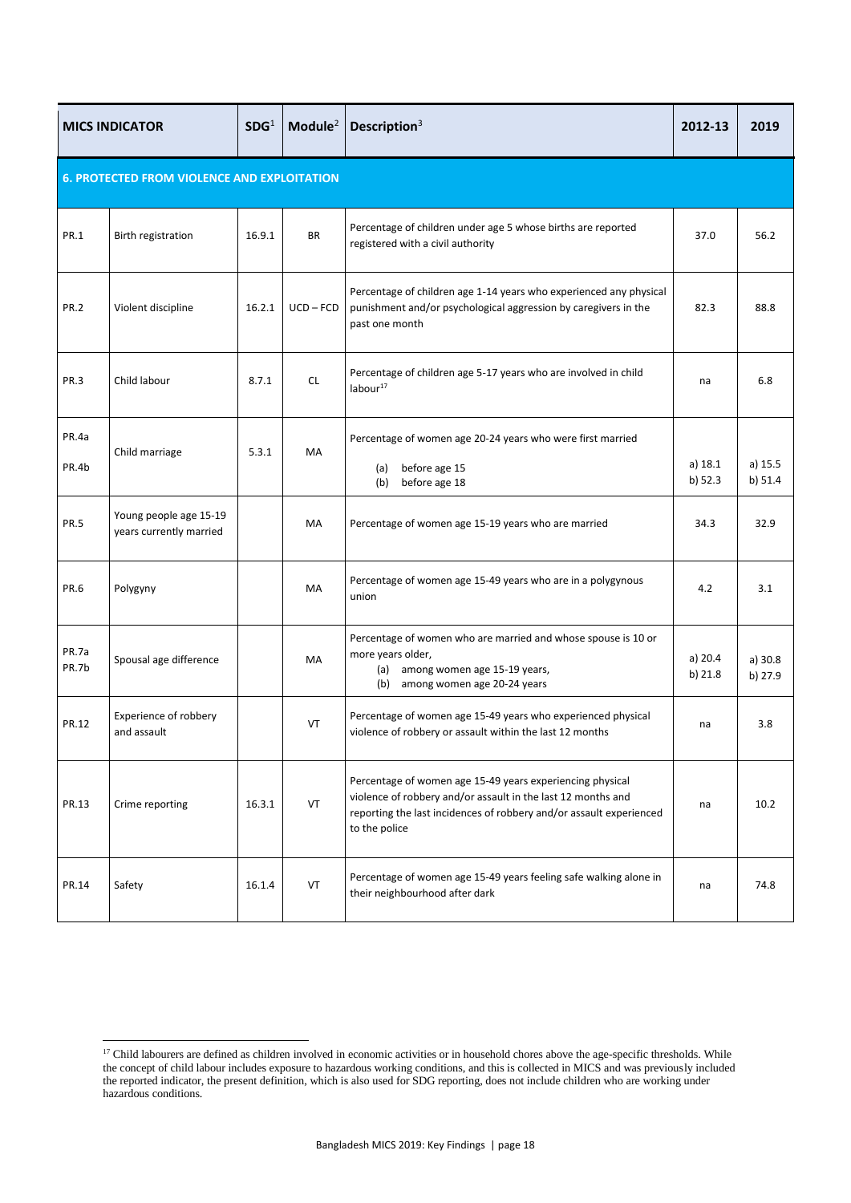| MICS INDICATOR | | SDG[1] | Module[2] | Description[3] | 2012-13 | 2019 |
|---|---|---|---|---|---|---|
| **6. PROTECTED FROM VIOLENCE AND EXPLOITATION** | | | | | | |
| PR.1 | Birth registration | 16.9.1 | BR | Percentage of children under age 5 whose births are reported registered with a civil authority | 37.0 | 56.2 |
| PR.2 | Violent discipline | 16.2.1 | UCD – FCD | Percentage of children age 1-14 years who experienced any physical punishment and/or psychological aggression by caregivers in the past one month | 82.3 | 88.8 |
| PR.3 | Child labour | 8.7.1 | CL | Percentage of children age 5-17 years who are involved in child labour[17] | na | 6.8 |
| PR.4a PR.4b | Child marriage | 5.3.1 | MA | Percentage of women age 20-24 years who were first married (a) before age 15 (b) before age 18 | a) 18.1 b) 52.3 | a) 15.5 b) 51.4 |
| PR.5 | Young people age 15-19 years currently married | | MA | Percentage of women age 15-19 years who are married | 34.3 | 32.9 |
| PR.6 | Polygyny | | MA | Percentage of women age 15-49 years who are in a polygynous union | 4.2 | 3.1 |
| PR.7a PR.7b | Spousal age difference | | MA | Percentage of women who are married and whose spouse is 10 or more years older, (a) among women age 15-19 years, (b) among women age 20-24 years | a) 20.4 b) 21.8 | a) 30.8 b) 27.9 |
| PR.12 | Experience of robbery and assault | | VT | Percentage of women age 15-49 years who experienced physical violence of robbery or assault within the last 12 months | na | 3.8 |
| PR.13 | Crime reporting | 16.3.1 | VT | Percentage of women age 15-49 years experiencing physical violence of robbery and/or assault in the last 12 months and reporting the last incidences of robbery and/or assault experienced to the police | na | 10.2 |
| PR.14 | Safety | 16.1.4 | VT | Percentage of women age 15-49 years feeling safe walking alone in their neighbourhood after dark | na | 74.8 |

[17] Child labourers are defined as children involved in economic activities or in household chores above the age-specific thresholds. While the concept of child labour includes exposure to hazardous working conditions, and this is collected in MICS and was previously included the reported indicator, the present definition, which is also used for SDG reporting, does not include children who are working under hazardous conditions.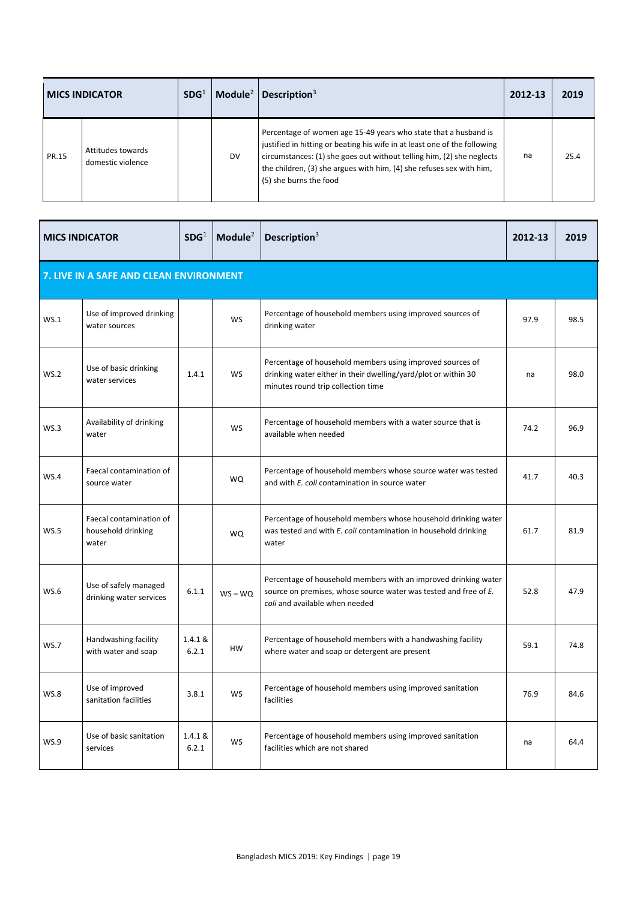| MICS INDICATOR | | SDG[1] | Module[2] | Description[3] | 2012-13 | 2019 |
|---|---|---|---|---|---|---|
| PR.15 | Attitudes towards domestic violence | | DV | Percentage of women age 15-49 years who state that a husband is justified in hitting or beating his wife in at least one of the following circumstances: (1) she goes out without telling him, (2) she neglects the children, (3) she argues with him, (4) she refuses sex with him, (5) she burns the food | na | 25.4 |

| MICS INDICATOR | | SDG[1] | Module[2] | Description[3] | 2012-13 | 2019 |
|---|---|---|---|---|---|---|
| **7. LIVE IN A SAFE AND CLEAN ENVIRONMENT** | | | | | | |
| WS.1 | Use of improved drinking water sources | | WS | Percentage of household members using improved sources of drinking water | 97.9 | 98.5 |
| WS.2 | Use of basic drinking water services | 1.4.1 | WS | Percentage of household members using improved sources of drinking water either in their dwelling/yard/plot or within 30 minutes round trip collection time | na | 98.0 |
| WS.3 | Availability of drinking water | | WS | Percentage of household members with a water source that is available when needed | 74.2 | 96.9 |
| WS.4 | Faecal contamination of source water | | WQ | Percentage of household members whose source water was tested and with *E. coli* contamination in source water | 41.7 | 40.3 |
| WS.5 | Faecal contamination of household drinking water | | WQ | Percentage of household members whose household drinking water was tested and with *E. coli* contamination in household drinking water | 61.7 | 81.9 |
| WS.6 | Use of safely managed drinking water services | 6.1.1 | WS – WQ | Percentage of household members with an improved drinking water source on premises, whose source water was tested and free of *E. coli* and available when needed | 52.8 | 47.9 |
| WS.7 | Handwashing facility with water and soap | 1.4.1 & 6.2.1 | HW | Percentage of household members with a handwashing facility where water and soap or detergent are present | 59.1 | 74.8 |
| WS.8 | Use of improved sanitation facilities | 3.8.1 | WS | Percentage of household members using improved sanitation facilities | 76.9 | 84.6 |
| WS.9 | Use of basic sanitation services | 1.4.1 & 6.2.1 | WS | Percentage of household members using improved sanitation facilities which are not shared | na | 64.4 |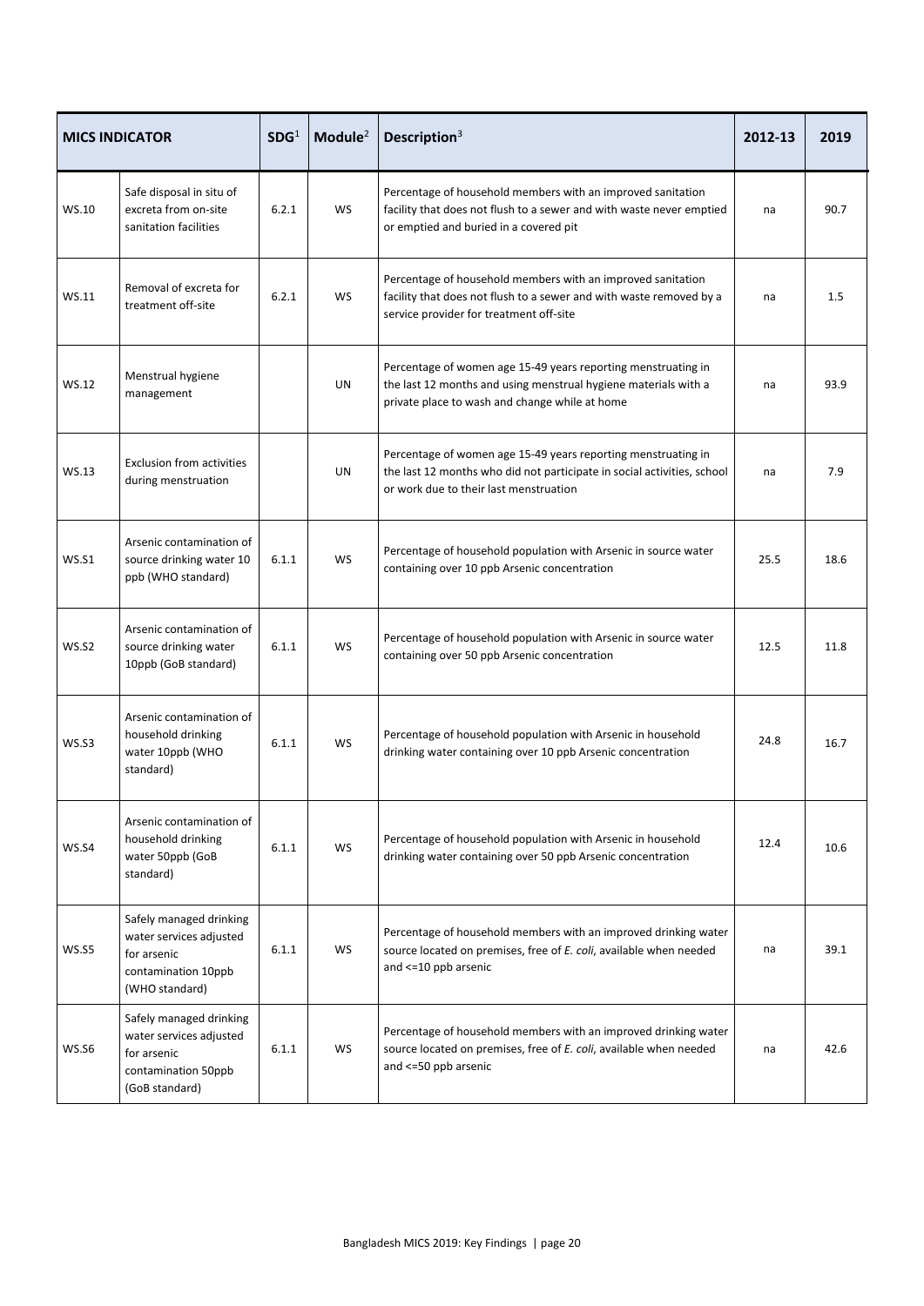| MICS INDICATOR | | SDG[1] | Module[2] | Description[3] | 2012-13 | 2019 |
|---|---|---|---|---|---|---|
| WS.10 | Safe disposal in situ of excreta from on-site sanitation facilities | 6.2.1 | WS | Percentage of household members with an improved sanitation facility that does not flush to a sewer and with waste never emptied or emptied and buried in a covered pit | na | 90.7 |
| WS.11 | Removal of excreta for treatment off-site | 6.2.1 | WS | Percentage of household members with an improved sanitation facility that does not flush to a sewer and with waste removed by a service provider for treatment off-site | na | 1.5 |
| WS.12 | Menstrual hygiene management | | UN | Percentage of women age 15-49 years reporting menstruating in the last 12 months and using menstrual hygiene materials with a private place to wash and change while at home | na | 93.9 |
| WS.13 | Exclusion from activities during menstruation | | UN | Percentage of women age 15-49 years reporting menstruating in the last 12 months who did not participate in social activities, school or work due to their last menstruation | na | 7.9 |
| WS.S1 | Arsenic contamination of source drinking water 10 ppb (WHO standard) | 6.1.1 | WS | Percentage of household population with Arsenic in source water containing over 10 ppb Arsenic concentration | 25.5 | 18.6 |
| WS.S2 | Arsenic contamination of source drinking water 10ppb (GoB standard) | 6.1.1 | WS | Percentage of household population with Arsenic in source water containing over 50 ppb Arsenic concentration | 12.5 | 11.8 |
| WS.S3 | Arsenic contamination of household drinking water 10ppb (WHO standard) | 6.1.1 | WS | Percentage of household population with Arsenic in household drinking water containing over 10 ppb Arsenic concentration | 24.8 | 16.7 |
| WS.S4 | Arsenic contamination of household drinking water 50ppb (GoB standard) | 6.1.1 | WS | Percentage of household population with Arsenic in household drinking water containing over 50 ppb Arsenic concentration | 12.4 | 10.6 |
| WS.S5 | Safely managed drinking water services adjusted for arsenic contamination 10ppb (WHO standard) | 6.1.1 | WS | Percentage of household members with an improved drinking water source located on premises, free of *E. coli*, available when needed and <=10 ppb arsenic | na | 39.1 |
| WS.S6 | Safely managed drinking water services adjusted for arsenic contamination 50ppb (GoB standard) | 6.1.1 | WS | Percentage of household members with an improved drinking water source located on premises, free of *E. coli*, available when needed and <=50 ppb arsenic | na | 42.6 |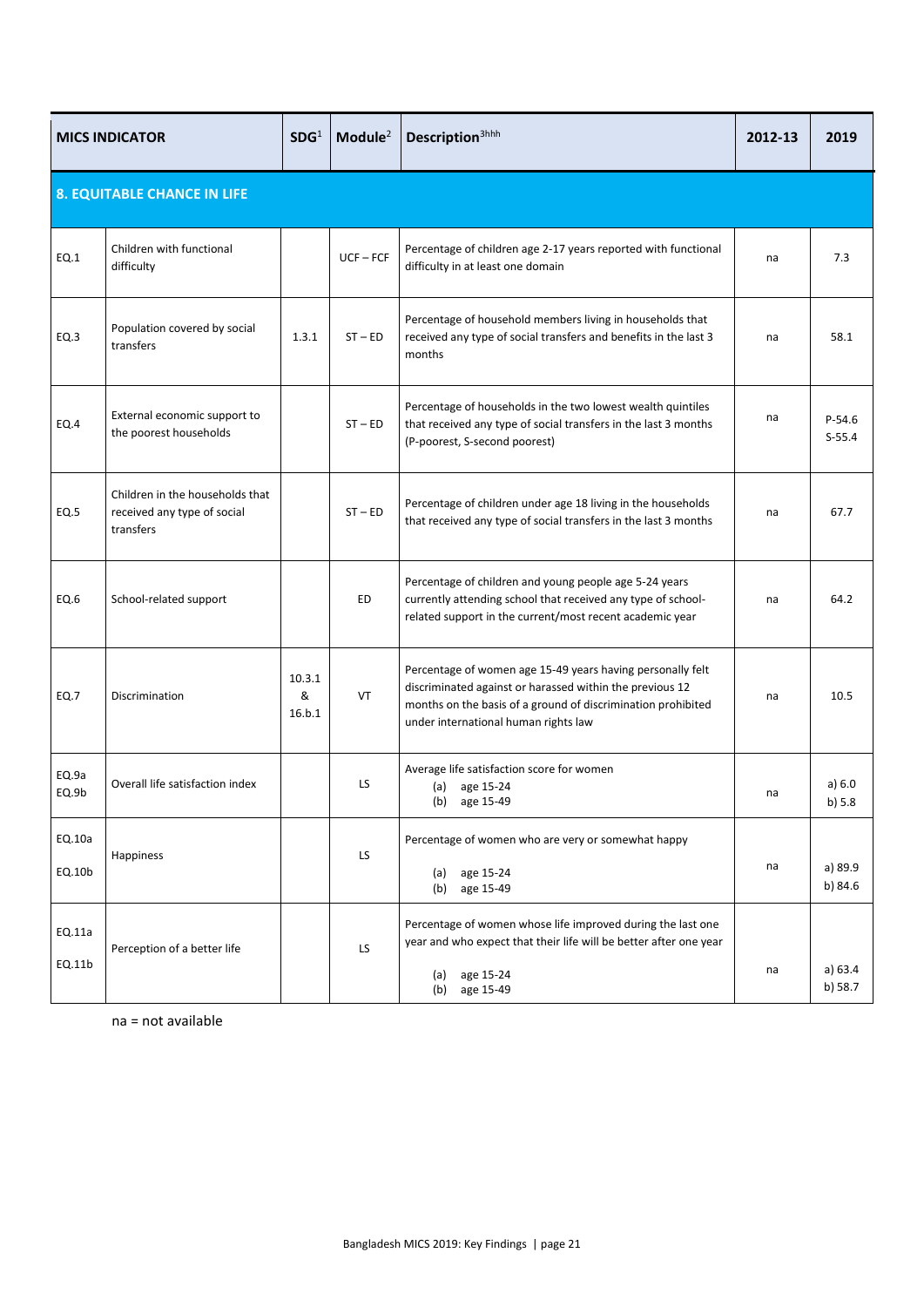| MICS INDICATOR | | SDG[1] | Module[2] | Description[3hhh] | 2012-13 | 2019 |
|---|---|---|---|---|---|---|
| **8. EQUITABLE CHANCE IN LIFE** | | | | | | |
| EQ.1 | Children with functional difficulty | | UCF – FCF | Percentage of children age 2-17 years reported with functional difficulty in at least one domain | na | 7.3 |
| EQ.3 | Population covered by social transfers | 1.3.1 | ST – ED | Percentage of household members living in households that received any type of social transfers and benefits in the last 3 months | na | 58.1 |
| EQ.4 | External economic support to the poorest households | | ST – ED | Percentage of households in the two lowest wealth quintiles that received any type of social transfers in the last 3 months (P-poorest, S-second poorest) | na | P-54.6<br>S-55.4 |
| EQ.5 | Children in the households that received any type of social transfers | | ST – ED | Percentage of children under age 18 living in the households that received any type of social transfers in the last 3 months | na | 67.7 |
| EQ.6 | School-related support | | ED | Percentage of children and young people age 5-24 years currently attending school that received any type of school-related support in the current/most recent academic year | na | 64.2 |
| EQ.7 | Discrimination | 10.3.1 & 16.b.1 | VT | Percentage of women age 15-49 years having personally felt discriminated against or harassed within the previous 12 months on the basis of a ground of discrimination prohibited under international human rights law | na | 10.5 |
| EQ.9a<br>EQ.9b | Overall life satisfaction index | | LS | Average life satisfaction score for women<br>(a) age 15-24<br>(b) age 15-49 | na | a) 6.0<br>b) 5.8 |
| EQ.10a<br>EQ.10b | Happiness | | LS | Percentage of women who are very or somewhat happy<br>(a) age 15-24<br>(b) age 15-49 | na | a) 89.9<br>b) 84.6 |
| EQ.11a<br>EQ.11b | Perception of a better life | | LS | Percentage of women whose life improved during the last one year and who expect that their life will be better after one year<br>(a) age 15-24<br>(b) age 15-49 | na | a) 63.4<br>b) 58.7 |

na = not available